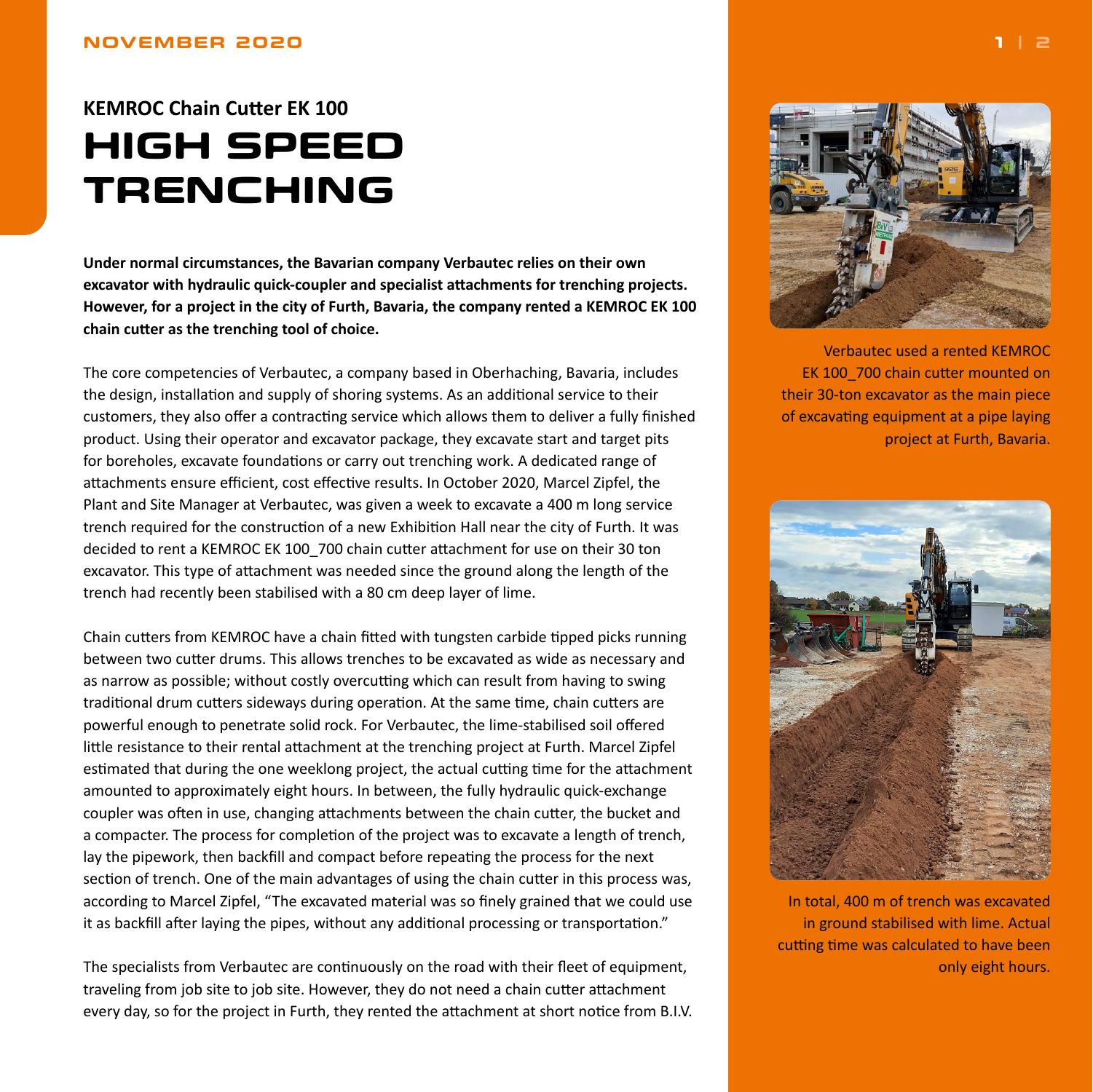**KEMROC Chain Cutter EK 100**

# HIGH SPEED TRENCHING

**Under normal circumstances, the Bavarian company Verbautec relies on their own excavator with hydraulic quick-coupler and specialist attachments for trenching projects. However, for a project in the city of Furth, Bavaria, the company rented a KEMROC EK 100 chain cutter as the trenching tool of choice.**

The core competencies of Verbautec, a company based in Oberhaching, Bavaria, includes the design, installation and supply of shoring systems. As an additional service to their customers, they also offer a contracting service which allows them to deliver a fully finished product. Using their operator and excavator package, they excavate start and target pits for boreholes, excavate foundations or carry out trenching work. A dedicated range of attachments ensure efficient, cost effective results. In October 2020, Marcel Zipfel, the Plant and Site Manager at Verbautec, was given a week to excavate a 400 m long service trench required for the construction of a new Exhibition Hall near the city of Furth. It was decided to rent a KEMROC EK 100_700 chain cutter attachment for use on their 30 ton excavator. This type of attachment was needed since the ground along the length of the trench had recently been stabilised with a 80 cm deep layer of lime.

Chain cutters from KEMROC have a chain fitted with tungsten carbide tipped picks running between two cutter drums. This allows trenches to be excavated as wide as necessary and as narrow as possible; without costly overcutting which can result from having to swing traditional drum cutters sideways during operation. At the same time, chain cutters are powerful enough to penetrate solid rock. For Verbautec, the lime-stabilised soil offered little resistance to their rental attachment at the trenching project at Furth. Marcel Zipfel estimated that during the one weeklong project, the actual cutting time for the attachment amounted to approximately eight hours. In between, the fully hydraulic quick-exchange coupler was often in use, changing attachments between the chain cutter, the bucket and a compacter. The process for completion of the project was to excavate a length of trench, lay the pipework, then backfill and compact before repeating the process for the next section of trench. One of the main advantages of using the chain cutter in this process was, according to Marcel Zipfel, “The excavated material was so finely grained that we could use it as backfill after laying the pipes, without any additional processing or transportation.”

The specialists from Verbautec are continuously on the road with their fleet of equipment, traveling from job site to job site. However, they do not need a chain cutter attachment every day, so for the project in Furth, they rented the attachment at short notice from B.I.V.

Verbautec used a rented KEMROC EK 100_700 chain cutter mounted on their 30-ton excavator as the main piece of excavating equipment at a pipe laying project at Furth, Bavaria.

In total, 400 m of trench was excavated in ground stabilised with lime. Actual cutting time was calculated to have been only eight hours.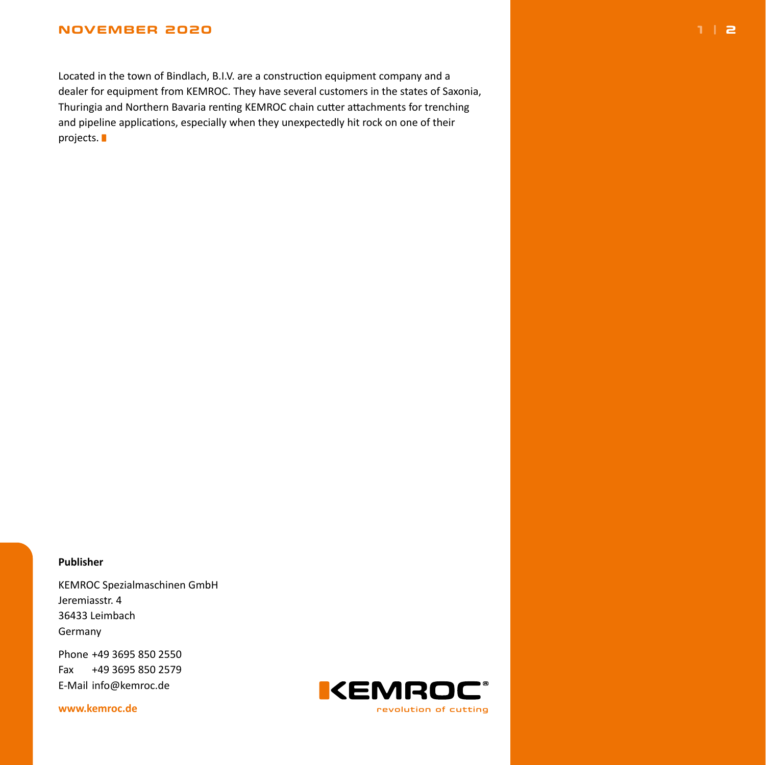Located in the town of Bindlach, B.I.V. are a construction equipment company and a dealer for equipment from KEMROC. They have several customers in the states of Saxonia, Thuringia and Northern Bavaria renting KEMROC chain cutter attachments for trenching and pipeline applications, especially when they unexpectedly hit rock on one of their projects.

**Publisher**

KEMROC Spezialmaschinen GmbH
Jeremiasstr. 4
36433 Leimbach
Germany

Phone +49 3695 850 2550
Fax +49 3695 850 2579
E-Mail info@kemroc.de

**www.kemroc.de**

KEMROC®
revolution of cutting